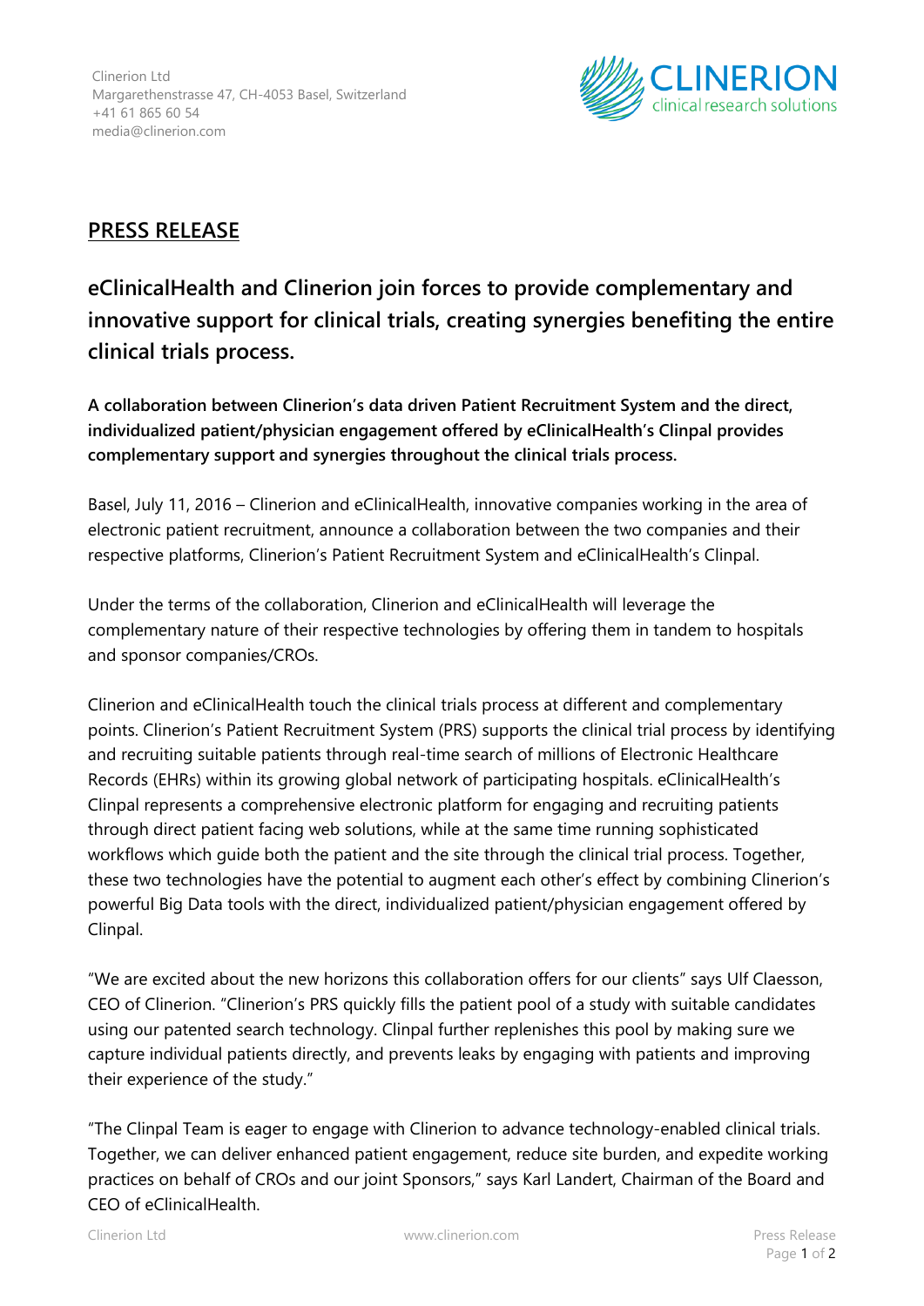Clinerion Ltd
Margarethenstrasse 47, CH-4053 Basel, Switzerland
+41 61 865 60 54
media@clinerion.com

CLINERION
clinical research solutions

## PRESS RELEASE

# eClinicalHealth and Clinerion join forces to provide complementary and innovative support for clinical trials, creating synergies benefiting the entire clinical trials process.

**A collaboration between Clinerion's data driven Patient Recruitment System and the direct, individualized patient/physician engagement offered by eClinicalHealth's Clinpal provides complementary support and synergies throughout the clinical trials process.**

Basel, July 11, 2016 – Clinerion and eClinicalHealth, innovative companies working in the area of electronic patient recruitment, announce a collaboration between the two companies and their respective platforms, Clinerion's Patient Recruitment System and eClinicalHealth's Clinpal.

Under the terms of the collaboration, Clinerion and eClinicalHealth will leverage the complementary nature of their respective technologies by offering them in tandem to hospitals and sponsor companies/CROs.

Clinerion and eClinicalHealth touch the clinical trials process at different and complementary points. Clinerion's Patient Recruitment System (PRS) supports the clinical trial process by identifying and recruiting suitable patients through real-time search of millions of Electronic Healthcare Records (EHRs) within its growing global network of participating hospitals. eClinicalHealth's Clinpal represents a comprehensive electronic platform for engaging and recruiting patients through direct patient facing web solutions, while at the same time running sophisticated workflows which guide both the patient and the site through the clinical trial process. Together, these two technologies have the potential to augment each other's effect by combining Clinerion's powerful Big Data tools with the direct, individualized patient/physician engagement offered by Clinpal.

"We are excited about the new horizons this collaboration offers for our clients" says Ulf Claesson, CEO of Clinerion. "Clinerion's PRS quickly fills the patient pool of a study with suitable candidates using our patented search technology. Clinpal further replenishes this pool by making sure we capture individual patients directly, and prevents leaks by engaging with patients and improving their experience of the study."

"The Clinpal Team is eager to engage with Clinerion to advance technology-enabled clinical trials. Together, we can deliver enhanced patient engagement, reduce site burden, and expedite working practices on behalf of CROs and our joint Sponsors," says Karl Landert, Chairman of the Board and CEO of eClinicalHealth.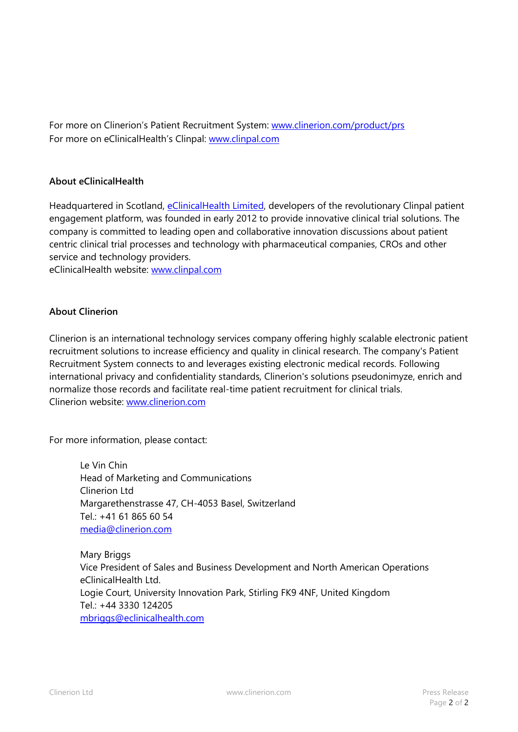For more on Clinerion's Patient Recruitment System: www.clinerion.com/product/prs
For more on eClinicalHealth's Clinpal: www.clinpal.com

**About eClinicalHealth**

Headquartered in Scotland, eClinicalHealth Limited, developers of the revolutionary Clinpal patient engagement platform, was founded in early 2012 to provide innovative clinical trial solutions. The company is committed to leading open and collaborative innovation discussions about patient centric clinical trial processes and technology with pharmaceutical companies, CROs and other service and technology providers.
eClinicalHealth website: www.clinpal.com

**About Clinerion**

Clinerion is an international technology services company offering highly scalable electronic patient recruitment solutions to increase efficiency and quality in clinical research. The company's Patient Recruitment System connects to and leverages existing electronic medical records. Following international privacy and confidentiality standards, Clinerion's solutions pseudonimyze, enrich and normalize those records and facilitate real-time patient recruitment for clinical trials.
Clinerion website: www.clinerion.com

For more information, please contact:

> Le Vin Chin
> Head of Marketing and Communications
> Clinerion Ltd
> Margarethenstrasse 47, CH-4053 Basel, Switzerland
> Tel.: +41 61 865 60 54
> media@clinerion.com
>
> Mary Briggs
> Vice President of Sales and Business Development and North American Operations
> eClinicalHealth Ltd.
> Logie Court, University Innovation Park, Stirling FK9 4NF, United Kingdom
> Tel.: +44 3330 124205
> mbriggs@eclinicalhealth.com